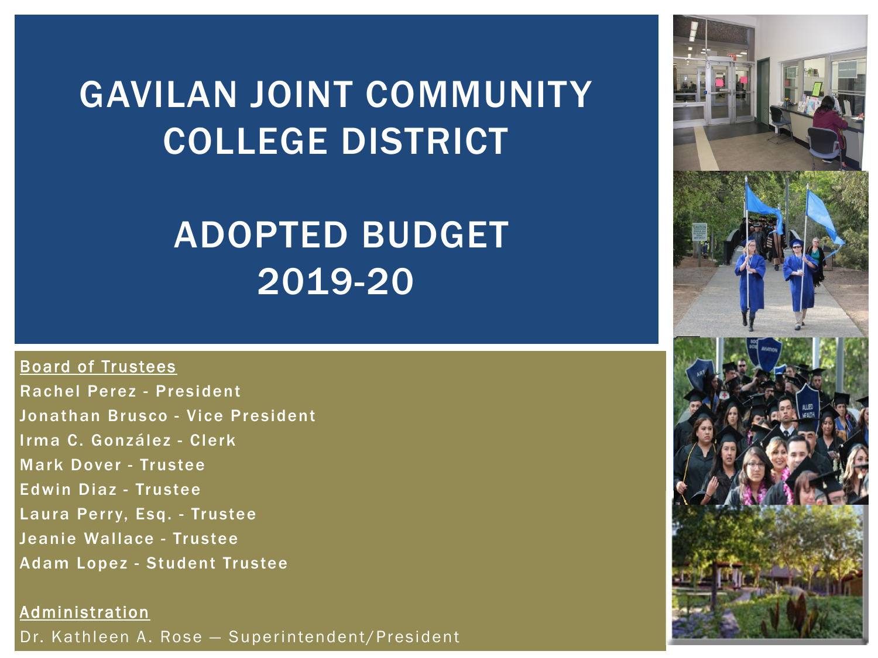# GAVILAN JOINT COMMUNITY COLLEGE DISTRICT

# ADOPTED BUDGET 2019-20

**Board of Trustees**

Rachel Perez - President
Jonathan Brusco - Vice President
Irma C. González - Clerk
Mark Dover - Trustee
Edwin Diaz - Trustee
Laura Perry, Esq. - Trustee
Jeanie Wallace - Trustee
Adam Lopez - Student Trustee

**Administration**

Dr. Kathleen A. Rose — Superintendent/President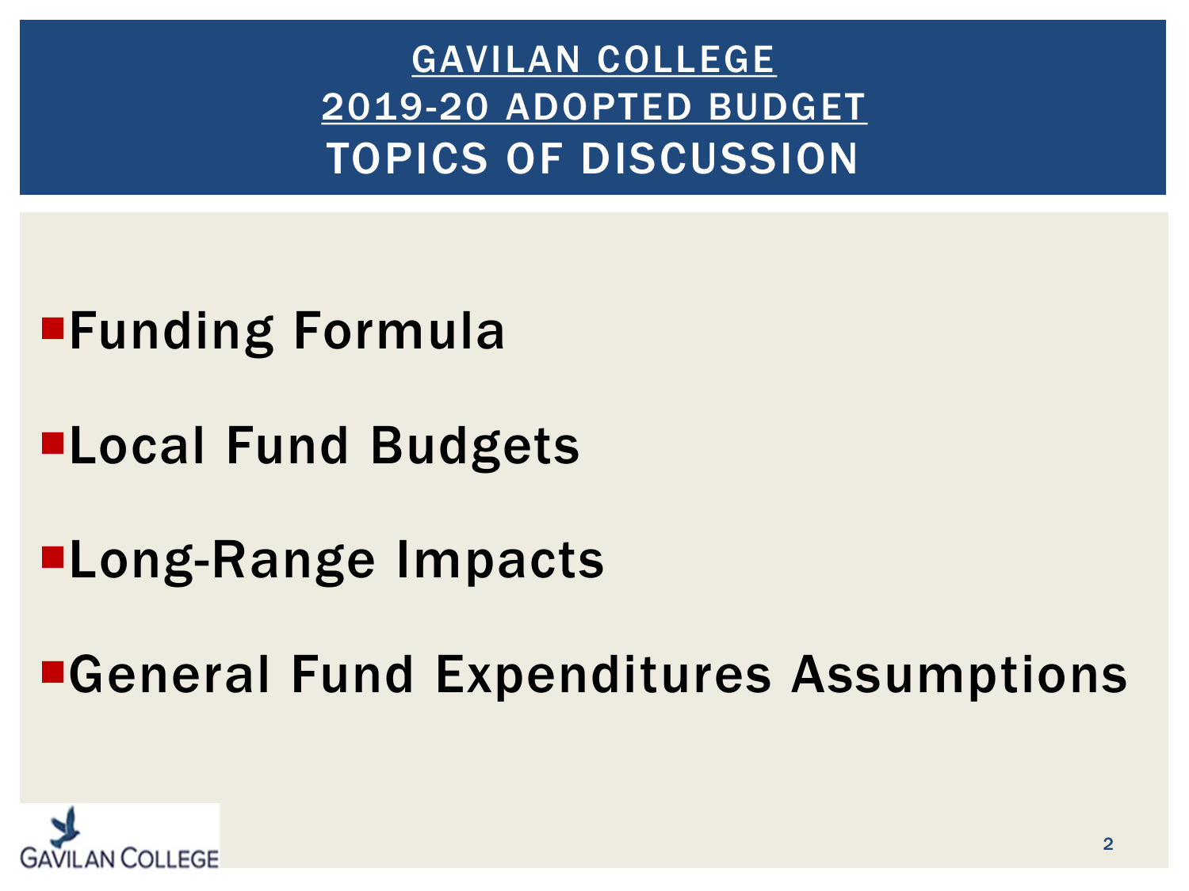# GAVILAN COLLEGE
# 2019-20 ADOPTED BUDGET
# TOPICS OF DISCUSSION

- Funding Formula
- Local Fund Budgets
- Long-Range Impacts
- General Fund Expenditures Assumptions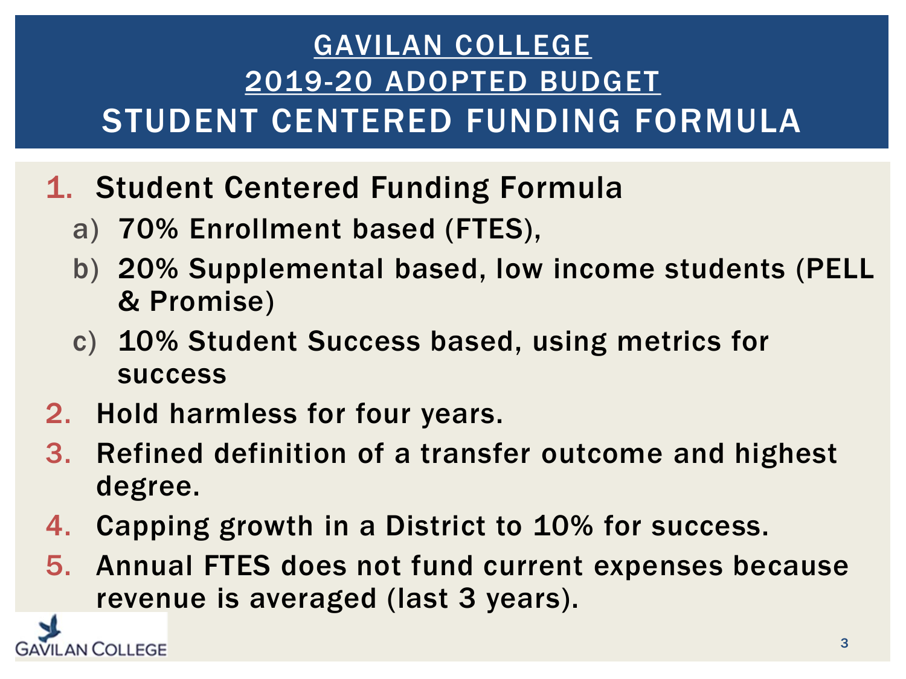# GAVILAN COLLEGE
# 2019-20 ADOPTED BUDGET
# STUDENT CENTERED FUNDING FORMULA

1. Student Centered Funding Formula
   a) 70% Enrollment based (FTES),
   b) 20% Supplemental based, low income students (PELL & Promise)
   c) 10% Student Success based, using metrics for success
2. Hold harmless for four years.
3. Refined definition of a transfer outcome and highest degree.
4. Capping growth in a District to 10% for success.
5. Annual FTES does not fund current expenses because revenue is averaged (last 3 years).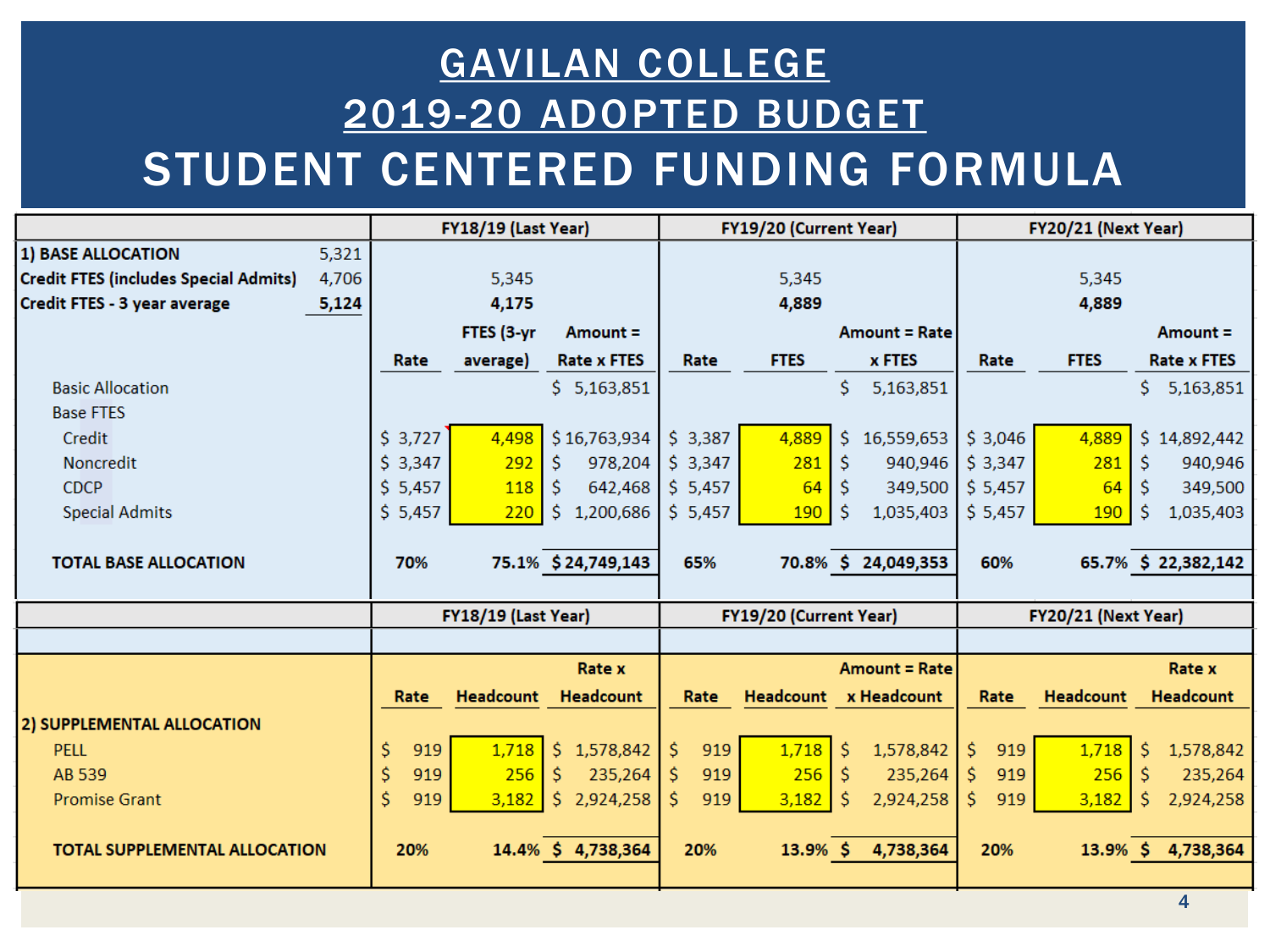# GAVILAN COLLEGE

# 2019-20 ADOPTED BUDGET

# STUDENT CENTERED FUNDING FORMULA

| | | FY18/19 (Last Year) | | | FY19/20 (Current Year) | | | FY20/21 (Next Year) | | |
|---|---|---|---|---|---|---|---|---|---|---|
| **1) BASE ALLOCATION** | 5,321 | | | | | | | | | |
| **Credit FTES (includes Special Admits)** | 4,706 | | 5,345 | | | 5,345 | | | 5,345 | |
| **Credit FTES - 3 year average** | **5,124** | | **4,175** | | | **4,889** | | | **4,889** | |
| | | **Rate** | **FTES (3-yr average)** | **Amount = Rate x FTES** | **Rate** | **FTES** | **Amount = Rate x FTES** | **Rate** | **FTES** | **Amount = Rate x FTES** |
| Basic Allocation | | | | $ 5,163,851 | | | $ 5,163,851 | | | $ 5,163,851 |
| Base FTES | | | | | | | | | | |
| Credit | | $ 3,727 | 4,498 | $ 16,763,934 | $ 3,387 | 4,889 | $ 16,559,653 | $ 3,046 | 4,889 | $ 14,892,442 |
| Noncredit | | $ 3,347 | 292 | $ 978,204 | $ 3,347 | 281 | $ 940,946 | $ 3,347 | 281 | $ 940,946 |
| CDCP | | $ 5,457 | 118 | $ 642,468 | $ 5,457 | 64 | $ 349,500 | $ 5,457 | 64 | $ 349,500 |
| Special Admits | | $ 5,457 | 220 | $ 1,200,686 | $ 5,457 | 190 | $ 1,035,403 | $ 5,457 | 190 | $ 1,035,403 |
| **TOTAL BASE ALLOCATION** | | **70%** | **75.1%** | **$ 24,749,143** | **65%** | **70.8%** | **$ 24,049,353** | **60%** | **65.7%** | **$ 22,382,142** |

| | FY18/19 (Last Year) | | | FY19/20 (Current Year) | | | FY20/21 (Next Year) | | |
|---|---|---|---|---|---|---|---|---|---|
| | **Rate** | **Headcount** | **Rate x Headcount** | **Rate** | **Headcount** | **Amount = Rate x Headcount** | **Rate** | **Headcount** | **Rate x Headcount** |
| **2) SUPPLEMENTAL ALLOCATION** | | | | | | | | | |
| PELL | $ 919 | 1,718 | $ 1,578,842 | $ 919 | 1,718 | $ 1,578,842 | $ 919 | 1,718 | $ 1,578,842 |
| AB 539 | $ 919 | 256 | $ 235,264 | $ 919 | 256 | $ 235,264 | $ 919 | 256 | $ 235,264 |
| Promise Grant | $ 919 | 3,182 | $ 2,924,258 | $ 919 | 3,182 | $ 2,924,258 | $ 919 | 3,182 | $ 2,924,258 |
| **TOTAL SUPPLEMENTAL ALLOCATION** | **20%** | **14.4%** | **$ 4,738,364** | **20%** | **13.9%** | **$ 4,738,364** | **20%** | **13.9%** | **$ 4,738,364** |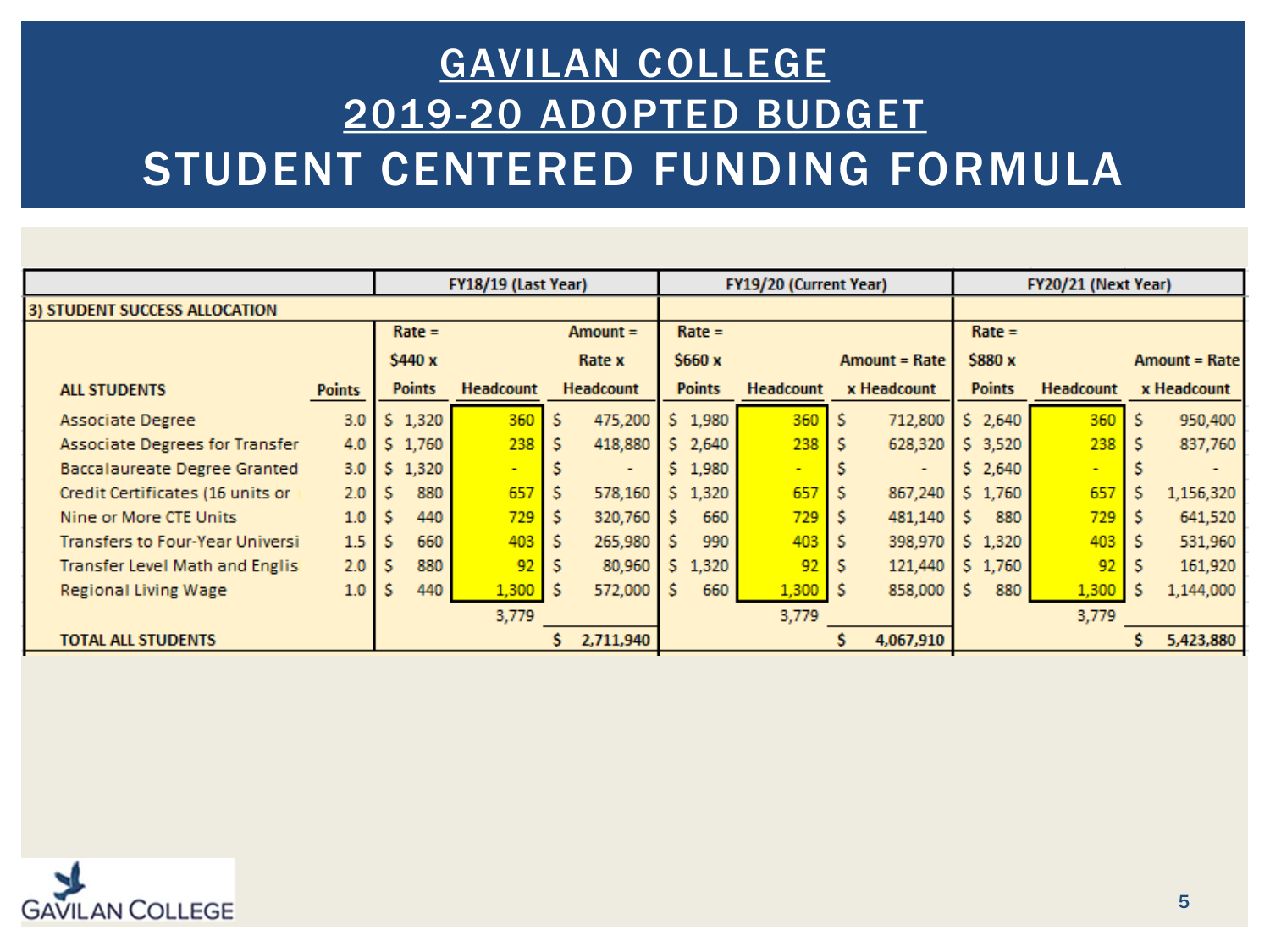# GAVILAN COLLEGE
# 2019-20 ADOPTED BUDGET
# STUDENT CENTERED FUNDING FORMULA

| | | FY18/19 (Last Year) | | | FY19/20 (Current Year) | | | FY20/21 (Next Year) | | |
|---|---|---|---|---|---|---|---|---|---|---|
| **3) STUDENT SUCCESS ALLOCATION** | | | | | | | | | | |
| **ALL STUDENTS** | **Points** | **Rate = $440 x Points** | **Headcount** | **Amount = Rate x Headcount** | **Rate = $660 x Points** | **Headcount** | **Amount = Rate x Headcount** | **Rate = $880 x Points** | **Headcount** | **Amount = Rate x Headcount** |
| Associate Degree | 3.0 | $ 1,320 | 360 | $ 475,200 | $ 1,980 | 360 | $ 712,800 | $ 2,640 | 360 | $ 950,400 |
| Associate Degrees for Transfer | 4.0 | $ 1,760 | 238 | $ 418,880 | $ 2,640 | 238 | $ 628,320 | $ 3,520 | 238 | $ 837,760 |
| Baccalaureate Degree Granted | 3.0 | $ 1,320 | - | $ - | $ 1,980 | - | $ - | $ 2,640 | - | $ - |
| Credit Certificates (16 units or | 2.0 | $ 880 | 657 | $ 578,160 | $ 1,320 | 657 | $ 867,240 | $ 1,760 | 657 | $ 1,156,320 |
| Nine or More CTE Units | 1.0 | $ 440 | 729 | $ 320,760 | $ 660 | 729 | $ 481,140 | $ 880 | 729 | $ 641,520 |
| Transfers to Four-Year Universi | 1.5 | $ 660 | 403 | $ 265,980 | $ 990 | 403 | $ 398,970 | $ 1,320 | 403 | $ 531,960 |
| Transfer Level Math and Englis | 2.0 | $ 880 | 92 | $ 80,960 | $ 1,320 | 92 | $ 121,440 | $ 1,760 | 92 | $ 161,920 |
| Regional Living Wage | 1.0 | $ 440 | 1,300 | $ 572,000 | $ 660 | 1,300 | $ 858,000 | $ 880 | 1,300 | $ 1,144,000 |
| | | | 3,779 | | | 3,779 | | | 3,779 | |
| **TOTAL ALL STUDENTS** | | | | **$ 2,711,940** | | | **$ 4,067,910** | | | **$ 5,423,880** |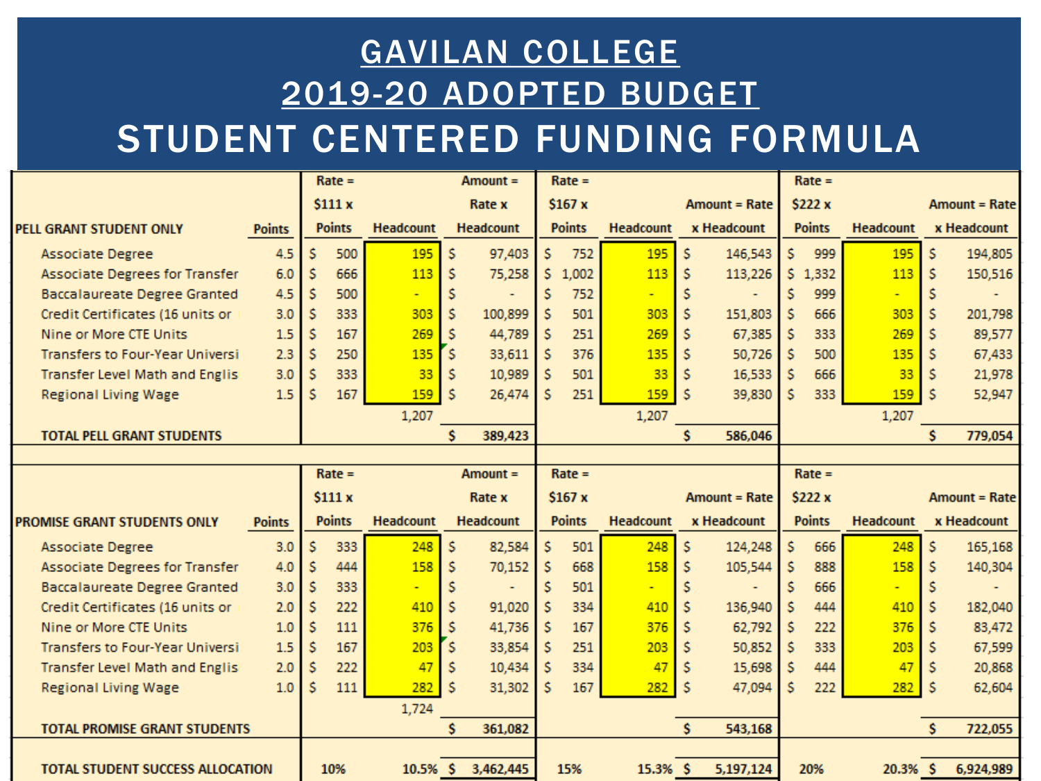# GAVILAN COLLEGE

# 2019-20 ADOPTED BUDGET

# STUDENT CENTERED FUNDING FORMULA

| PELL GRANT STUDENT ONLY | Points | Rate = $111 x Points | Headcount | Amount = Rate x Headcount | Rate = $167 x Points | Headcount | Amount = Rate x Headcount | Rate = $222 x Points | Headcount | Amount = Rate x Headcount |
|---|---|---|---|---|---|---|---|---|---|---|
| Associate Degree | 4.5 | $ 500 | 195 | $ 97,403 | $ 752 | 195 | $ 146,543 | $ 999 | 195 | $ 194,805 |
| Associate Degrees for Transfer | 6.0 | $ 666 | 113 | $ 75,258 | $ 1,002 | 113 | $ 113,226 | $ 1,332 | 113 | $ 150,516 |
| Baccalaureate Degree Granted | 4.5 | $ 500 | - | $ - | $ 752 | - | $ - | $ 999 | - | $ - |
| Credit Certificates (16 units or | 3.0 | $ 333 | 303 | $ 100,899 | $ 501 | 303 | $ 151,803 | $ 666 | 303 | $ 201,798 |
| Nine or More CTE Units | 1.5 | $ 167 | 269 | $ 44,789 | $ 251 | 269 | $ 67,385 | $ 333 | 269 | $ 89,577 |
| Transfers to Four-Year Universi | 2.3 | $ 250 | 135 | $ 33,611 | $ 376 | 135 | $ 50,726 | $ 500 | 135 | $ 67,433 |
| Transfer Level Math and Englis | 3.0 | $ 333 | 33 | $ 10,989 | $ 501 | 33 | $ 16,533 | $ 666 | 33 | $ 21,978 |
| Regional Living Wage | 1.5 | $ 167 | 159 | $ 26,474 | $ 251 | 159 | $ 39,830 | $ 333 | 159 | $ 52,947 |
| | | | 1,207 | | | 1,207 | | | 1,207 | |
| TOTAL PELL GRANT STUDENTS | | | | $ 389,423 | | | $ 586,046 | | | $ 779,054 |

| PROMISE GRANT STUDENTS ONLY | Points | Rate = $111 x Points | Headcount | Amount = Rate x Headcount | Rate = $167 x Points | Headcount | Amount = Rate x Headcount | Rate = $222 x Points | Headcount | Amount = Rate x Headcount |
|---|---|---|---|---|---|---|---|---|---|---|
| Associate Degree | 3.0 | $ 333 | 248 | $ 82,584 | $ 501 | 248 | $ 124,248 | $ 666 | 248 | $ 165,168 |
| Associate Degrees for Transfer | 4.0 | $ 444 | 158 | $ 70,152 | $ 668 | 158 | $ 105,544 | $ 888 | 158 | $ 140,304 |
| Baccalaureate Degree Granted | 3.0 | $ 333 | - | $ - | $ 501 | - | $ - | $ 666 | - | $ - |
| Credit Certificates (16 units or | 2.0 | $ 222 | 410 | $ 91,020 | $ 334 | 410 | $ 136,940 | $ 444 | 410 | $ 182,040 |
| Nine or More CTE Units | 1.0 | $ 111 | 376 | $ 41,736 | $ 167 | 376 | $ 62,792 | $ 222 | 376 | $ 83,472 |
| Transfers to Four-Year Universi | 1.5 | $ 167 | 203 | $ 33,854 | $ 251 | 203 | $ 50,852 | $ 333 | 203 | $ 67,599 |
| Transfer Level Math and Englis | 2.0 | $ 222 | 47 | $ 10,434 | $ 334 | 47 | $ 15,698 | $ 444 | 47 | $ 20,868 |
| Regional Living Wage | 1.0 | $ 111 | 282 | $ 31,302 | $ 167 | 282 | $ 47,094 | $ 222 | 282 | $ 62,604 |
| | | | 1,724 | | | | | | | |
| TOTAL PROMISE GRANT STUDENTS | | | | $ 361,082 | | | $ 543,168 | | | $ 722,055 |
| TOTAL STUDENT SUCCESS ALLOCATION | | 10% | 10.5% | $ 3,462,445 | 15% | 15.3% | $ 5,197,124 | 20% | 20.3% | $ 6,924,989 |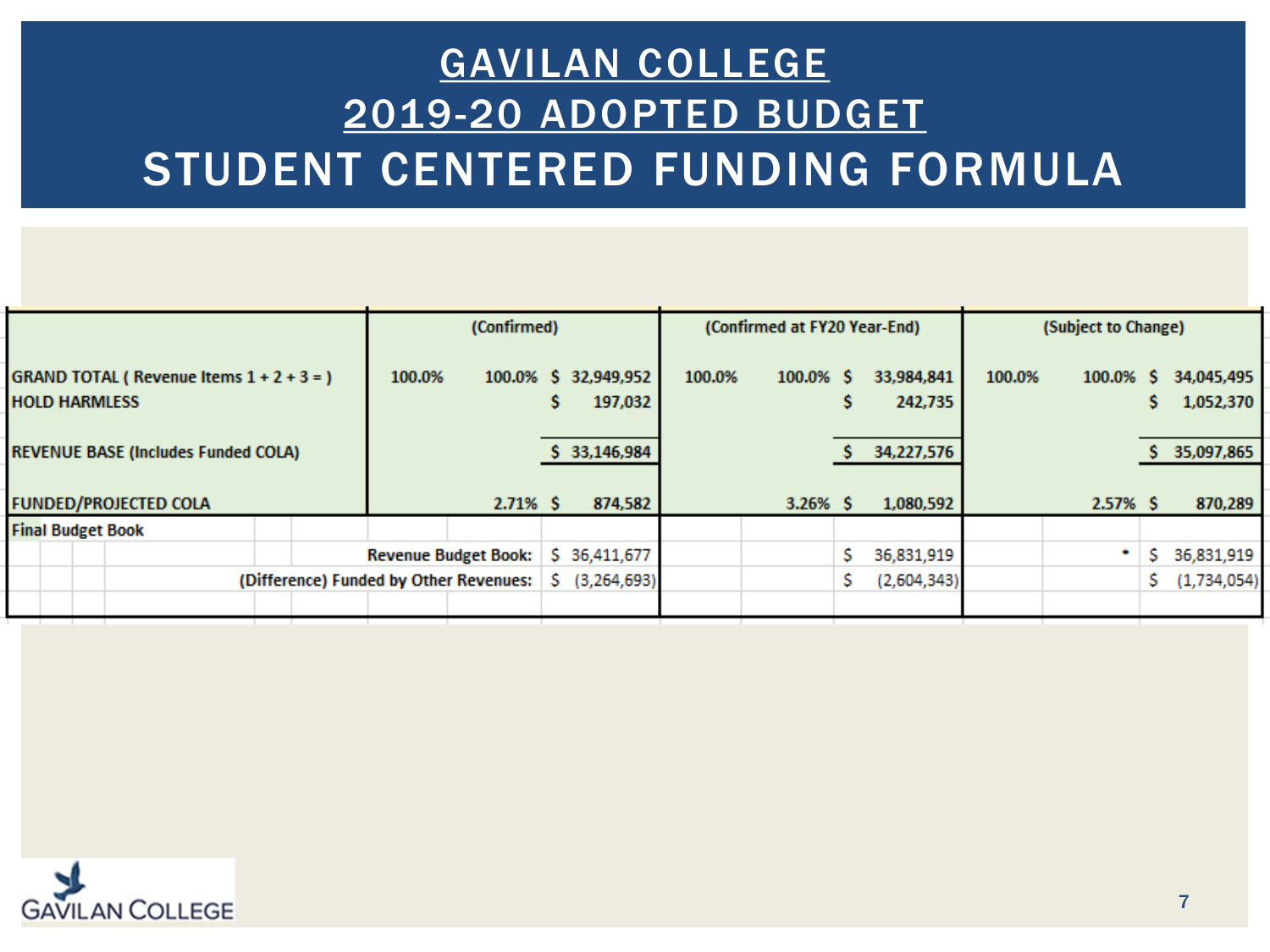# GAVILAN COLLEGE 2019-20 ADOPTED BUDGET STUDENT CENTERED FUNDING FORMULA

| | (Confirmed) | | | (Confirmed at FY20 Year-End) | | | (Subject to Change) | | |
|---|---|---|---|---|---|---|---|---|---|
| GRAND TOTAL ( Revenue Items 1 + 2 + 3 = ) | 100.0% | 100.0% | $ 32,949,952 | 100.0% | 100.0% | $ 33,984,841 | 100.0% | 100.0% | $ 34,045,495 |
| HOLD HARMLESS | | | $ 197,032 | | | $ 242,735 | | | $ 1,052,370 |
| REVENUE BASE (Includes Funded COLA) | | | $ 33,146,984 | | | $ 34,227,576 | | | $ 35,097,865 |
| FUNDED/PROJECTED COLA | | 2.71% | $ 874,582 | | 3.26% | $ 1,080,592 | | 2.57% | $ 870,289 |
| Final Budget Book | | | | | | | | | |
| Revenue Budget Book: | | | $ 36,411,677 | | | $ 36,831,919 | | * | $ 36,831,919 |
| (Difference) Funded by Other Revenues: | | | $ (3,264,693) | | | $ (2,604,343) | | | $ (1,734,054) |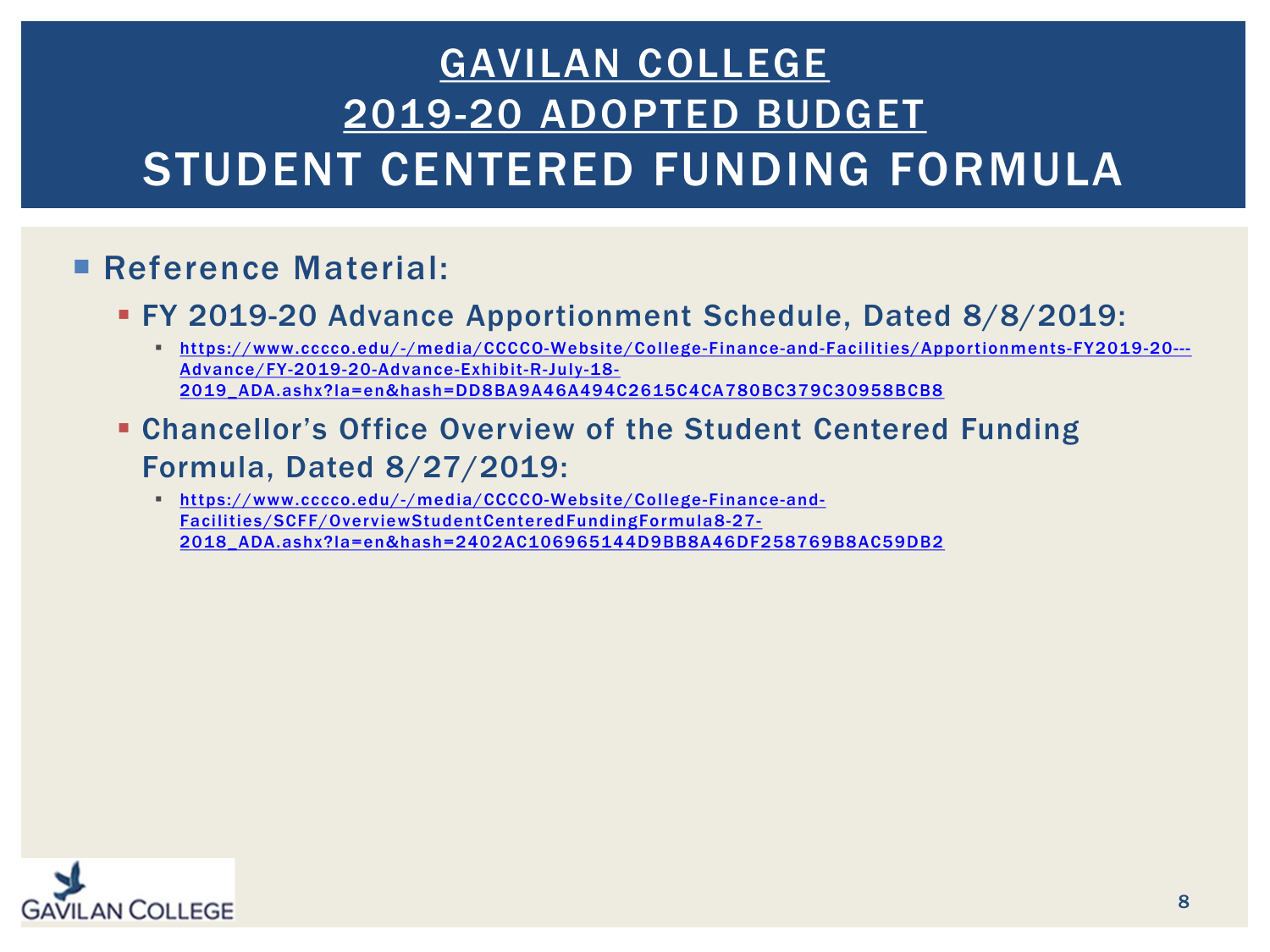# GAVILAN COLLEGE
# 2019-20 ADOPTED BUDGET
# STUDENT CENTERED FUNDING FORMULA

- Reference Material:
  - FY 2019-20 Advance Apportionment Schedule, Dated 8/8/2019:
    - https://www.cccco.edu/-/media/CCCCO-Website/College-Finance-and-Facilities/Apportionments-FY2019-20---Advance/FY-2019-20-Advance-Exhibit-R-July-18-2019_ADA.ashx?la=en&hash=DD8BA9A46A494C2615C4CA780BC379C30958BCB8
  - Chancellor's Office Overview of the Student Centered Funding Formula, Dated 8/27/2019:
    - https://www.cccco.edu/-/media/CCCCO-Website/College-Finance-and-Facilities/SCFF/OverviewStudentCenteredFundingFormula8-27-2018_ADA.ashx?la=en&hash=2402AC106965144D9BB8A46DF258769B8AC59DB2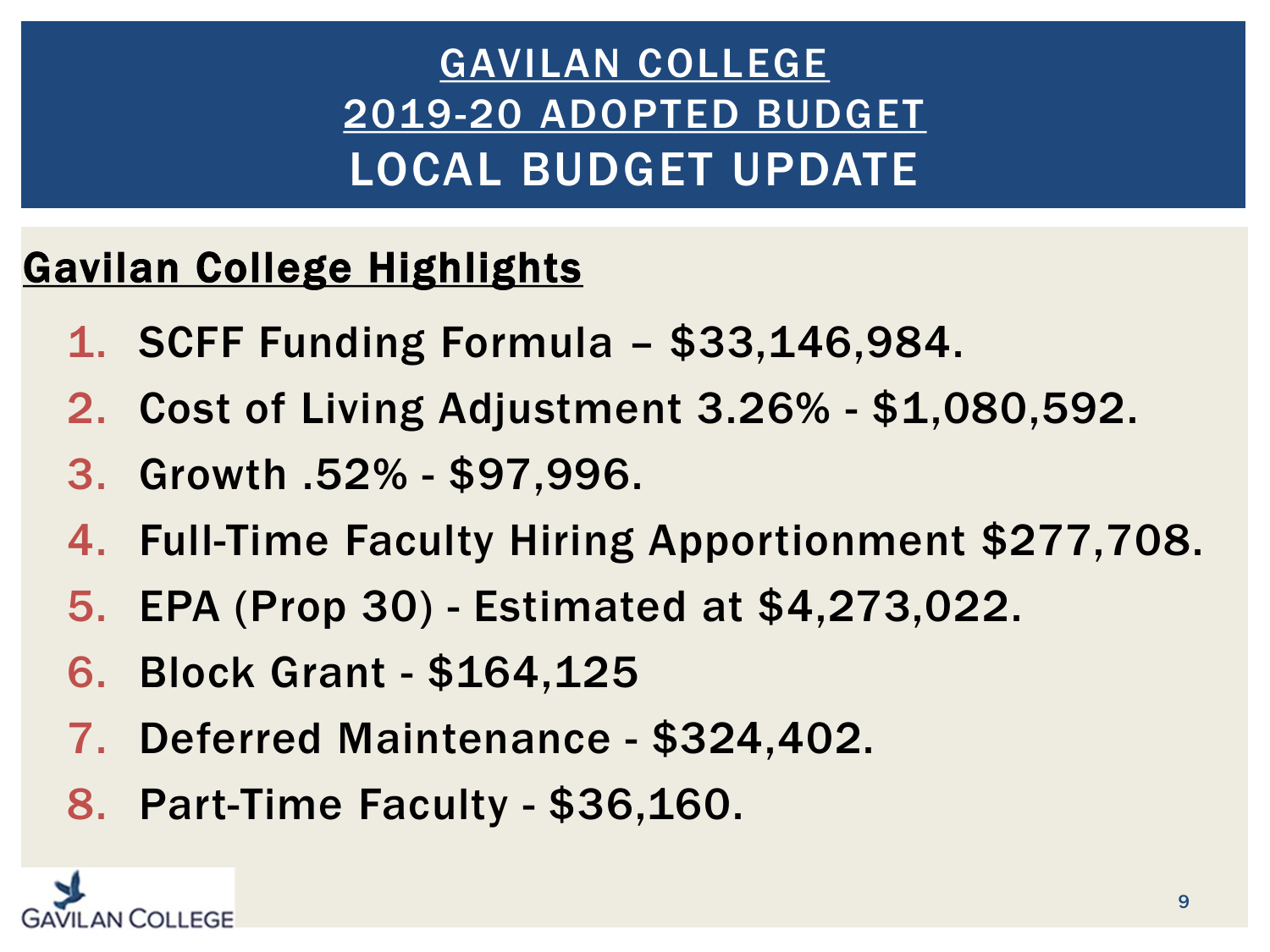# GAVILAN COLLEGE
# 2019-20 ADOPTED BUDGET
# LOCAL BUDGET UPDATE

## Gavilan College Highlights

1. SCFF Funding Formula – $33,146,984.
2. Cost of Living Adjustment 3.26% - $1,080,592.
3. Growth .52% - $97,996.
4. Full-Time Faculty Hiring Apportionment $277,708.
5. EPA (Prop 30) - Estimated at $4,273,022.
6. Block Grant - $164,125
7. Deferred Maintenance - $324,402.
8. Part-Time Faculty - $36,160.

GAVILAN COLLEGE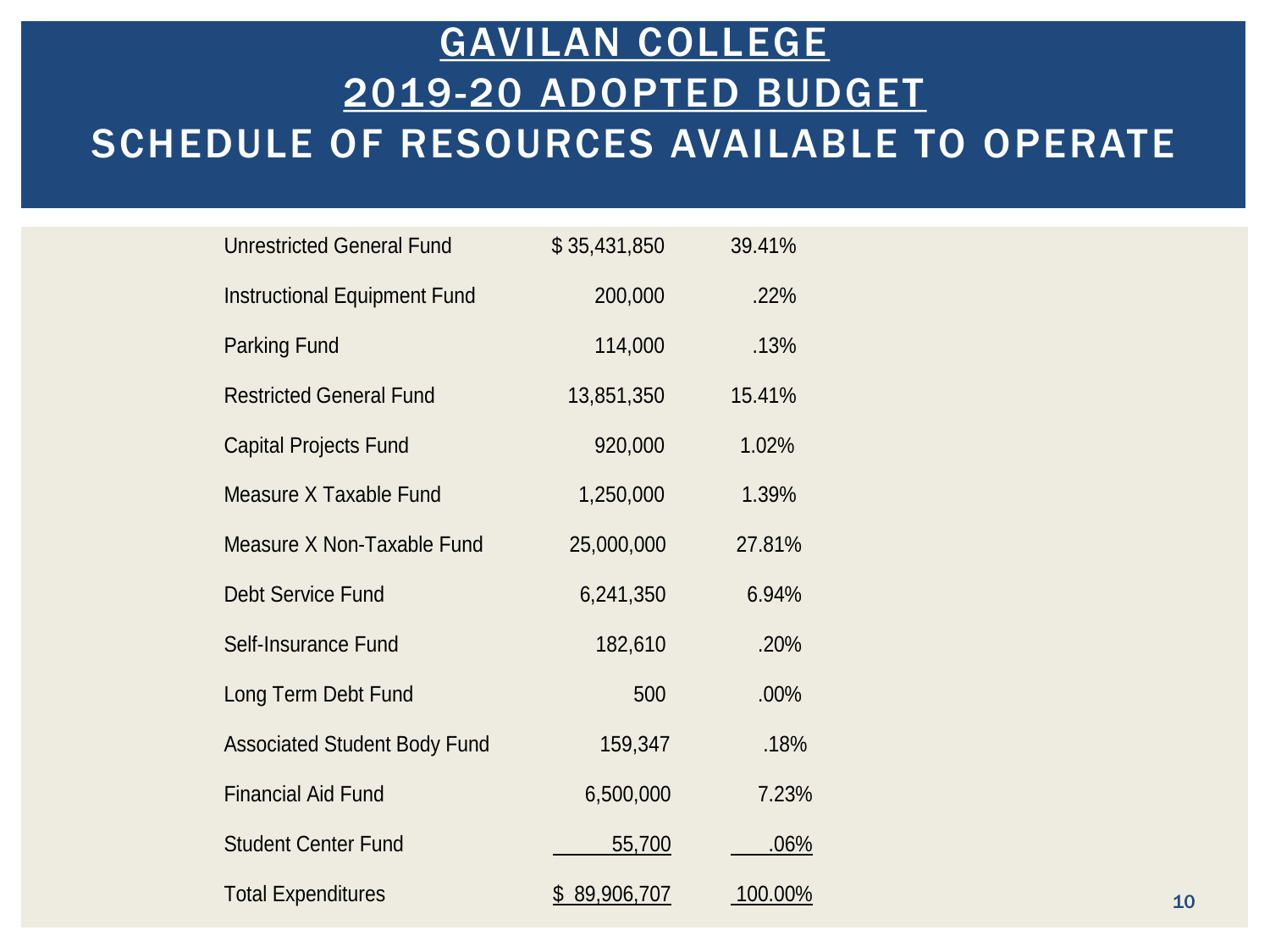# GAVILAN COLLEGE
# 2019-20 ADOPTED BUDGET
# SCHEDULE OF RESOURCES AVAILABLE TO OPERATE

| | | |
|---|---|---|
| Unrestricted General Fund | $ 35,431,850 | 39.41% |
| Instructional Equipment Fund | 200,000 | .22% |
| Parking Fund | 114,000 | .13% |
| Restricted General Fund | 13,851,350 | 15.41% |
| Capital Projects Fund | 920,000 | 1.02% |
| Measure X Taxable Fund | 1,250,000 | 1.39% |
| Measure X Non-Taxable Fund | 25,000,000 | 27.81% |
| Debt Service Fund | 6,241,350 | 6.94% |
| Self-Insurance Fund | 182,610 | .20% |
| Long Term Debt Fund | 500 | .00% |
| Associated Student Body Fund | 159,347 | .18% |
| Financial Aid Fund | 6,500,000 | 7.23% |
| Student Center Fund | 55,700 | .06% |
| Total Expenditures | $ 89,906,707 | 100.00% |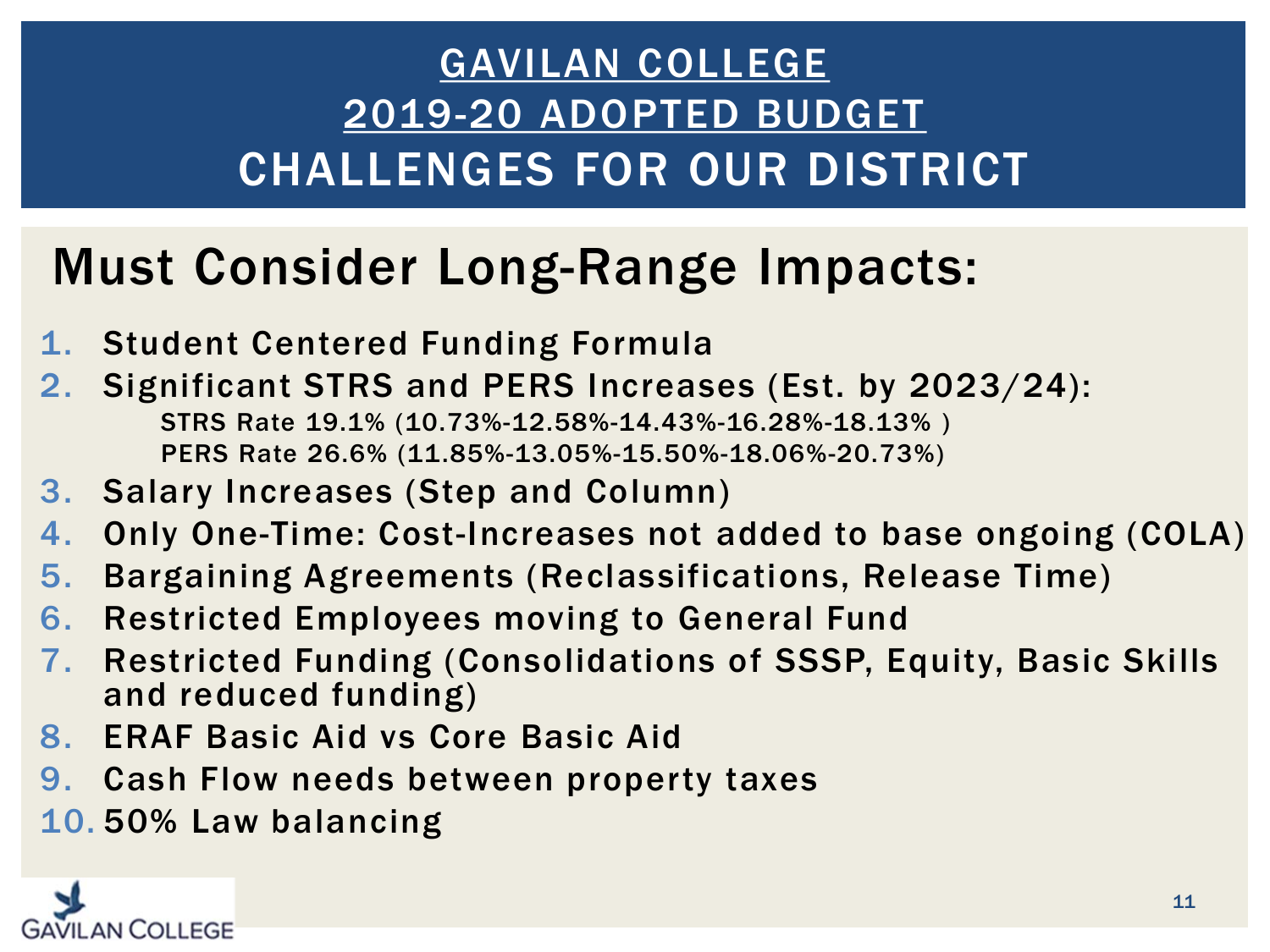# GAVILAN COLLEGE
# 2019-20 ADOPTED BUDGET
# CHALLENGES FOR OUR DISTRICT

## Must Consider Long-Range Impacts:

1. Student Centered Funding Formula
2. Significant STRS and PERS Increases (Est. by 2023/24):
   - STRS Rate 19.1% (10.73%-12.58%-14.43%-16.28%-18.13% )
   - PERS Rate 26.6% (11.85%-13.05%-15.50%-18.06%-20.73%)
3. Salary Increases (Step and Column)
4. Only One-Time: Cost-Increases not added to base ongoing (COLA)
5. Bargaining Agreements (Reclassifications, Release Time)
6. Restricted Employees moving to General Fund
7. Restricted Funding (Consolidations of SSSP, Equity, Basic Skills and reduced funding)
8. ERAF Basic Aid vs Core Basic Aid
9. Cash Flow needs between property taxes
10. 50% Law balancing

GAVILAN COLLEGE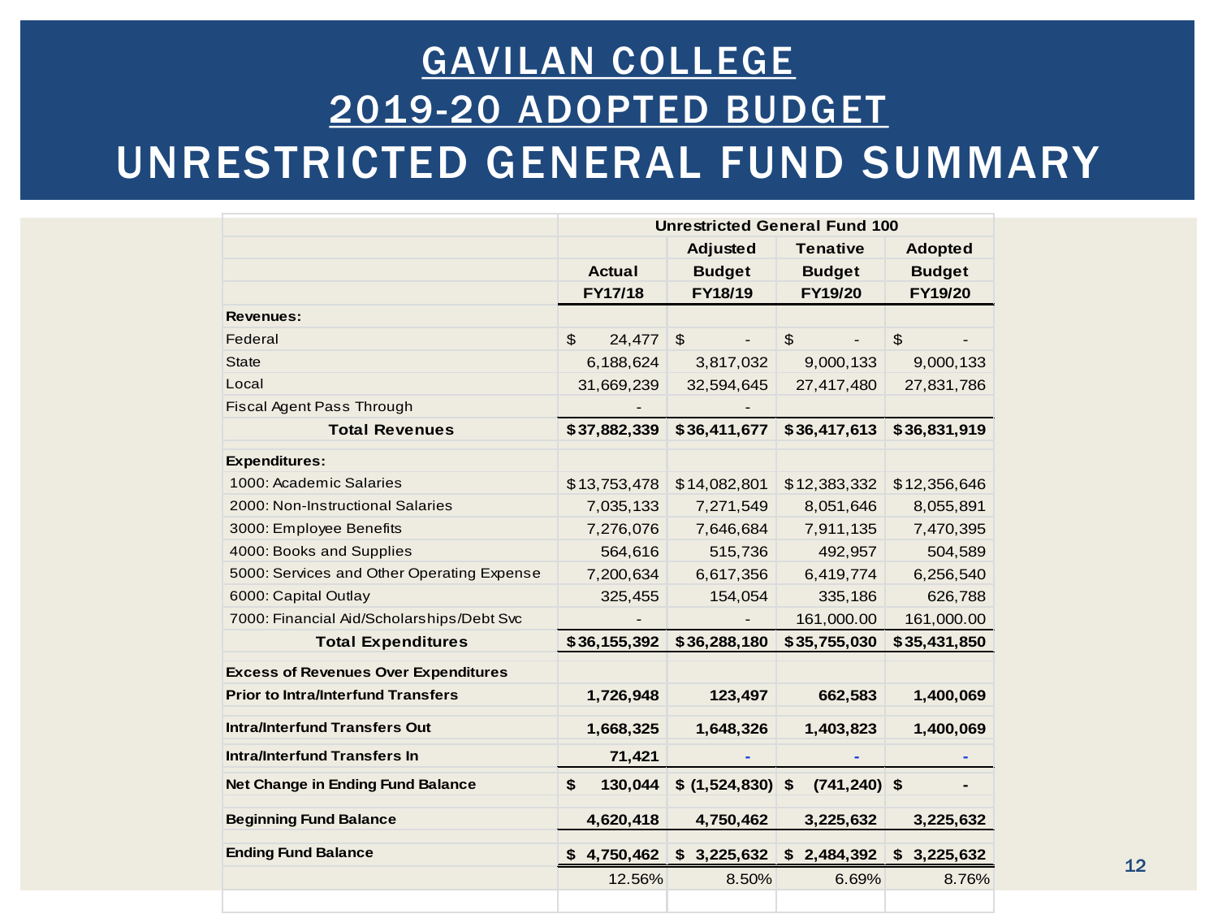# GAVILAN COLLEGE
# 2019-20 ADOPTED BUDGET
# UNRESTRICTED GENERAL FUND SUMMARY

| | Unrestricted General Fund 100 | | | |
|---|---|---|---|---|
| | Actual FY17/18 | Adjusted Budget FY18/19 | Tenative Budget FY19/20 | Adopted Budget FY19/20 |
| **Revenues:** | | | | |
| Federal | $ 24,477 | $ - | $ - | $ - |
| State | 6,188,624 | 3,817,032 | 9,000,133 | 9,000,133 |
| Local | 31,669,239 | 32,594,645 | 27,417,480 | 27,831,786 |
| Fiscal Agent Pass Through | - | - | | |
| **Total Revenues** | **$37,882,339** | **$36,411,677** | **$36,417,613** | **$36,831,919** |
| **Expenditures:** | | | | |
| 1000: Academic Salaries | $13,753,478 | $14,082,801 | $12,383,332 | $12,356,646 |
| 2000: Non-Instructional Salaries | 7,035,133 | 7,271,549 | 8,051,646 | 8,055,891 |
| 3000: Employee Benefits | 7,276,076 | 7,646,684 | 7,911,135 | 7,470,395 |
| 4000: Books and Supplies | 564,616 | 515,736 | 492,957 | 504,589 |
| 5000: Services and Other Operating Expense | 7,200,634 | 6,617,356 | 6,419,774 | 6,256,540 |
| 6000: Capital Outlay | 325,455 | 154,054 | 335,186 | 626,788 |
| 7000: Financial Aid/Scholarships/Debt Svc | - | - | 161,000.00 | 161,000.00 |
| **Total Expenditures** | **$36,155,392** | **$36,288,180** | **$35,755,030** | **$35,431,850** |
| **Excess of Revenues Over Expenditures Prior to Intra/Interfund Transfers** | **1,726,948** | **123,497** | **662,583** | **1,400,069** |
| **Intra/Interfund Transfers Out** | **1,668,325** | **1,648,326** | **1,403,823** | **1,400,069** |
| **Intra/Interfund Transfers In** | **71,421** | - | - | - |
| **Net Change in Ending Fund Balance** | **$ 130,044** | **$ (1,524,830)** | **$ (741,240)** | **$ -** |
| **Beginning Fund Balance** | **4,620,418** | **4,750,462** | **3,225,632** | **3,225,632** |
| **Ending Fund Balance** | **$ 4,750,462** | **$ 3,225,632** | **$ 2,484,392** | **$ 3,225,632** |
| | 12.56% | 8.50% | 6.69% | 8.76% |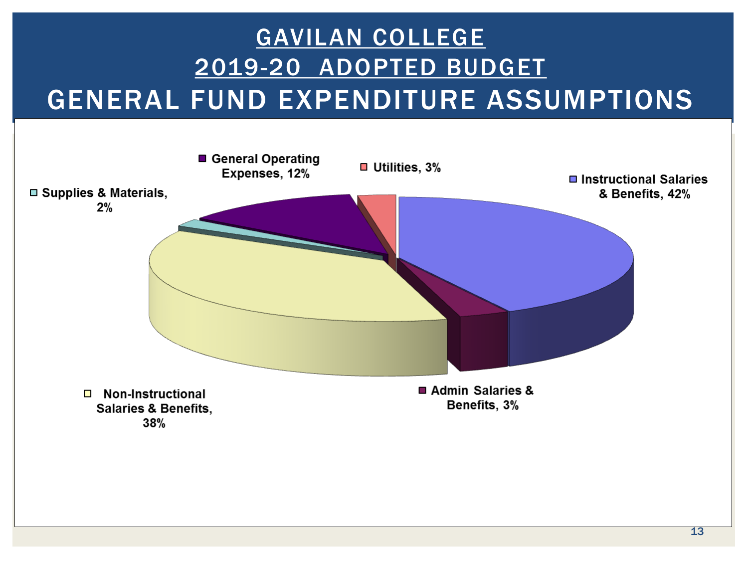# GAVILAN COLLEGE

## 2019-20 ADOPTED BUDGET

## GENERAL FUND EXPENDITURE ASSUMPTIONS

General Operating Expenses, 12%

Utilities, 3%

Supplies & Materials, 2%

Instructional Salaries & Benefits, 42%

Non-Instructional Salaries & Benefits, 38%

Admin Salaries & Benefits, 3%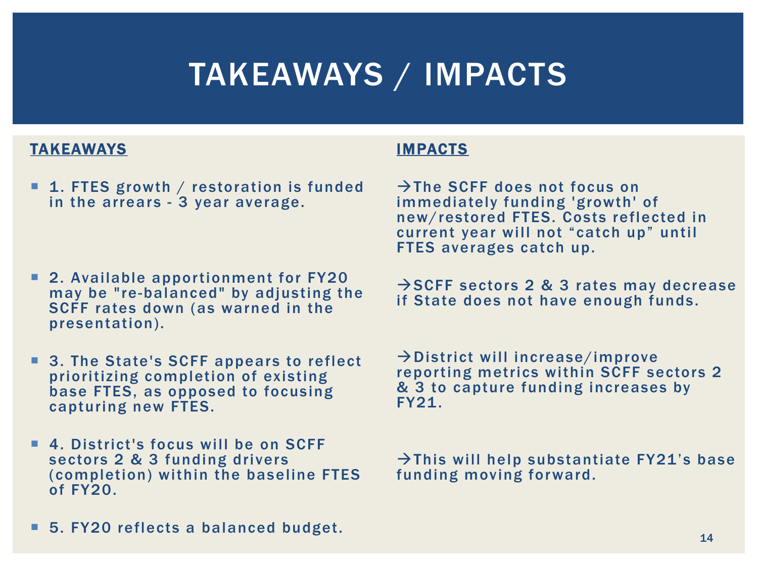# TAKEAWAYS / IMPACTS

| TAKEAWAYS | IMPACTS |
| --- | --- |
| 1. FTES growth / restoration is funded in the arrears - 3 year average. | →The SCFF does not focus on immediately funding 'growth' of new/restored FTES. Costs reflected in current year will not “catch up” until FTES averages catch up. |
| 2. Available apportionment for FY20 may be "re-balanced" by adjusting the SCFF rates down (as warned in the presentation). | →SCFF sectors 2 & 3 rates may decrease if State does not have enough funds. |
| 3. The State's SCFF appears to reflect prioritizing completion of existing base FTES, as opposed to focusing capturing new FTES. | →District will increase/improve reporting metrics within SCFF sectors 2 & 3 to capture funding increases by FY21. |
| 4. District's focus will be on SCFF sectors 2 & 3 funding drivers (completion) within the baseline FTES of FY20. | →This will help substantiate FY21’s base funding moving forward. |
| 5. FY20 reflects a balanced budget. | |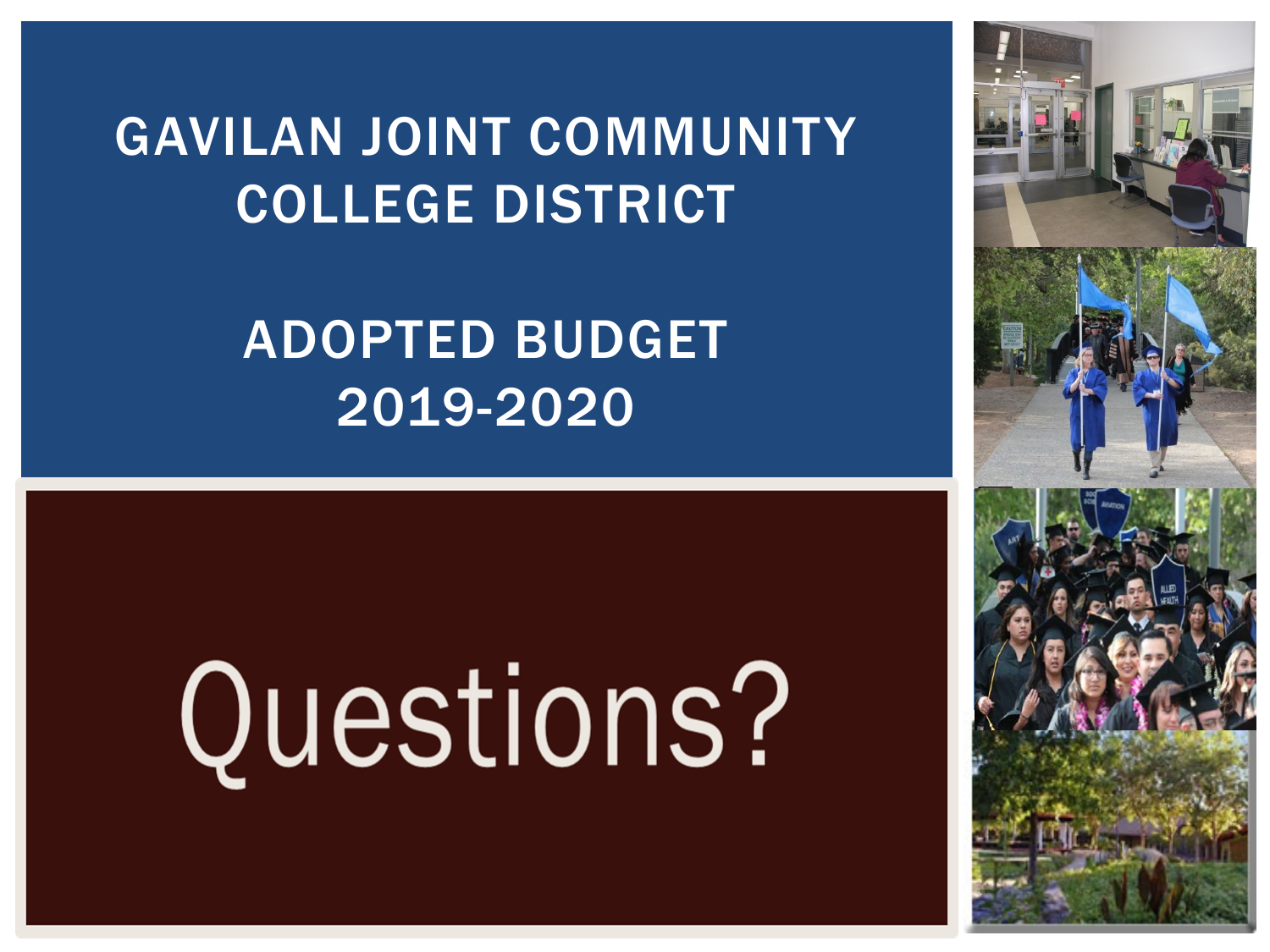# GAVILAN JOINT COMMUNITY COLLEGE DISTRICT

# ADOPTED BUDGET 2019-2020

Questions?